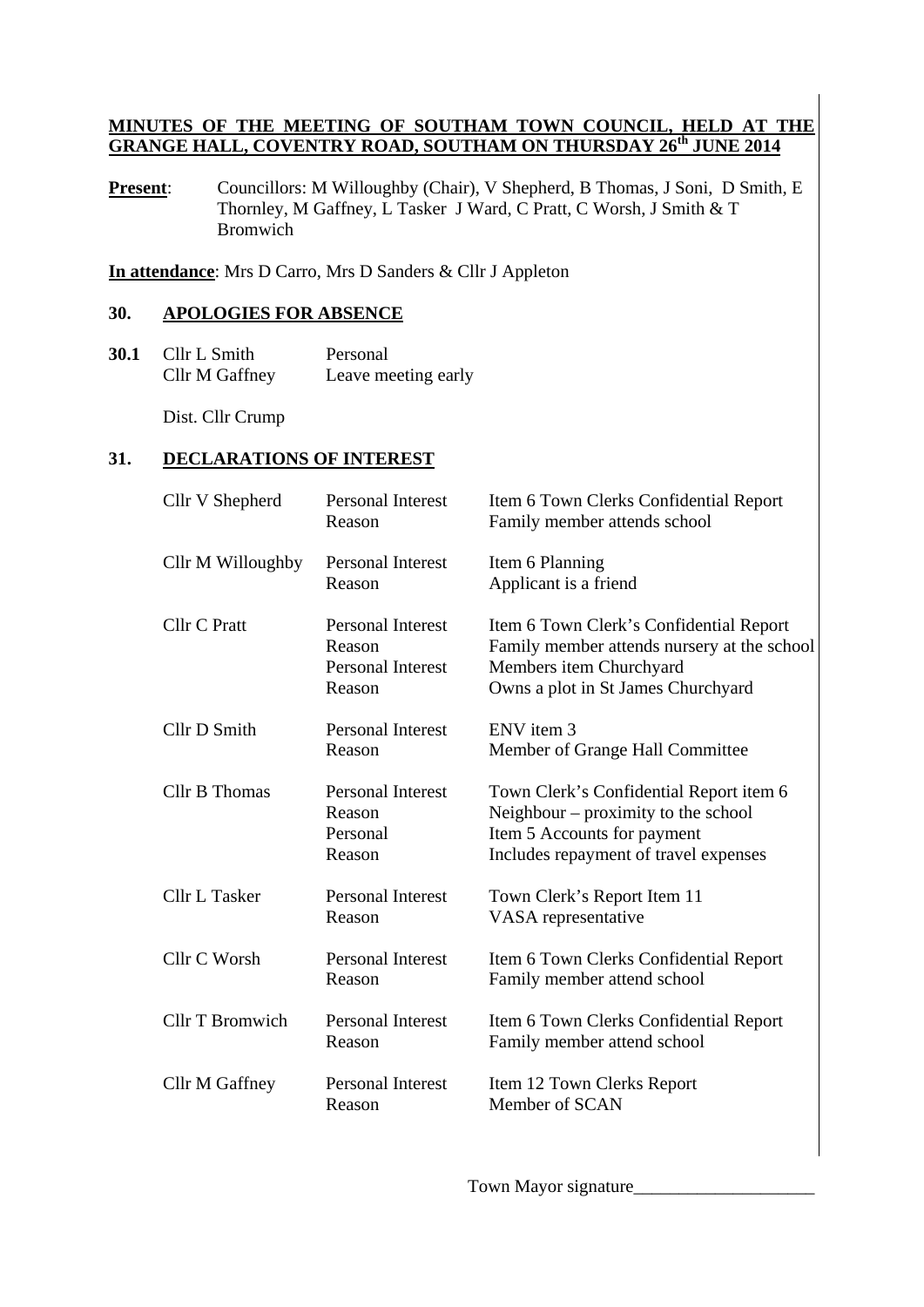**MINUTES OF THE MEETING OF SOUTHAM TOWN COUNCIL, HELD AT THE GRANGE HALL, COVENTRY ROAD, SOUTHAM ON THURSDAY 26th JUNE 2014**

**Present**: Councillors: M Willoughby (Chair), V Shepherd, B Thomas, J Soni, D Smith, E Thornley, M Gaffney, L Tasker J Ward, C Pratt, C Worsh, J Smith & T Bromwich

**In attendance**: Mrs D Carro, Mrs D Sanders & Cllr J Appleton

## 30. APOLOGIES FOR ABSENCE

**30.1**

| | |
|---|---|
| Cllr L Smith | Personal |
| Cllr M Gaffney | Leave meeting early |

Dist. Cllr Crump

## 31. DECLARATIONS OF INTEREST

| | | |
|---|---|---|
| Cllr V Shepherd | Personal Interest | Item 6 Town Clerks Confidential Report |
| | Reason | Family member attends school |
| Cllr M Willoughby | Personal Interest | Item 6 Planning |
| | Reason | Applicant is a friend |
| Cllr C Pratt | Personal Interest | Item 6 Town Clerk's Confidential Report |
| | Reason | Family member attends nursery at the school |
| | Personal Interest | Members item Churchyard |
| | Reason | Owns a plot in St James Churchyard |
| Cllr D Smith | Personal Interest | ENV item 3 |
| | Reason | Member of Grange Hall Committee |
| Cllr B Thomas | Personal Interest | Town Clerk's Confidential Report item 6 |
| | Reason | Neighbour – proximity to the school |
| | Personal | Item 5 Accounts for payment |
| | Reason | Includes repayment of travel expenses |
| Cllr L Tasker | Personal Interest | Town Clerk's Report Item 11 |
| | Reason | VASA representative |
| Cllr C Worsh | Personal Interest | Item 6 Town Clerks Confidential Report |
| | Reason | Family member attend school |
| Cllr T Bromwich | Personal Interest | Item 6 Town Clerks Confidential Report |
| | Reason | Family member attend school |
| Cllr M Gaffney | Personal Interest | Item 12 Town Clerks Report |
| | Reason | Member of SCAN |

Town Mayor signature____________________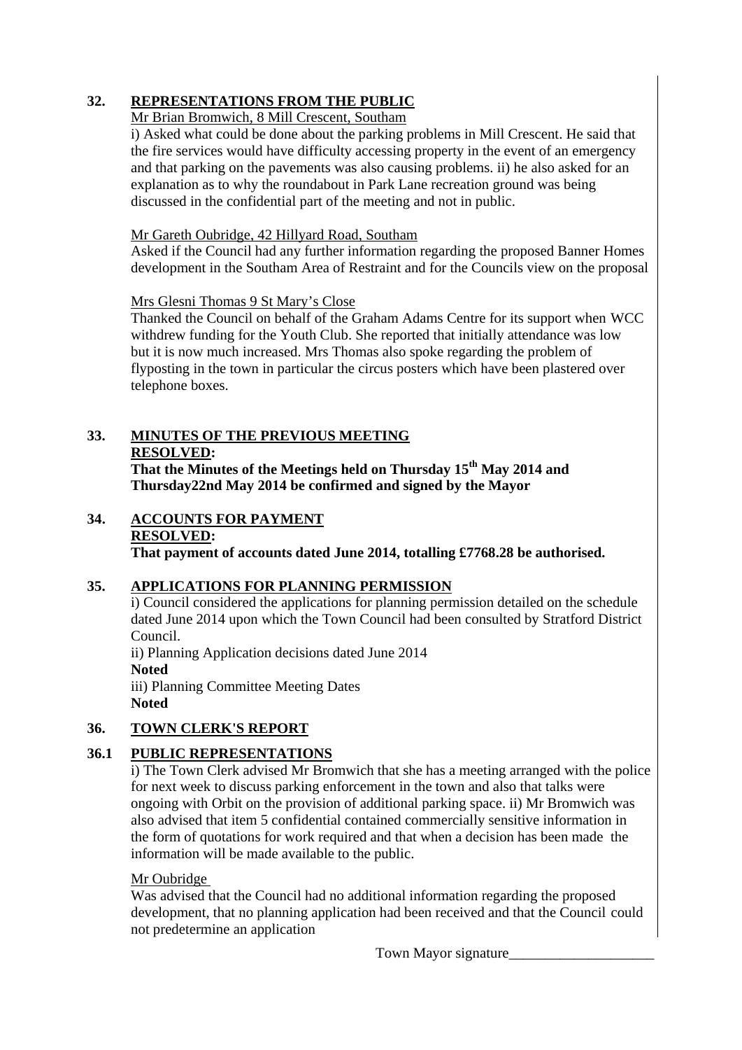## 32. REPRESENTATIONS FROM THE PUBLIC

Mr Brian Bromwich, 8 Mill Crescent, Southam

i) Asked what could be done about the parking problems in Mill Crescent. He said that the fire services would have difficulty accessing property in the event of an emergency and that parking on the pavements was also causing problems. ii) he also asked for an explanation as to why the roundabout in Park Lane recreation ground was being discussed in the confidential part of the meeting and not in public.

Mr Gareth Oubridge, 42 Hillyard Road, Southam

Asked if the Council had any further information regarding the proposed Banner Homes development in the Southam Area of Restraint and for the Councils view on the proposal

Mrs Glesni Thomas 9 St Mary's Close

Thanked the Council on behalf of the Graham Adams Centre for its support when WCC withdrew funding for the Youth Club. She reported that initially attendance was low but it is now much increased. Mrs Thomas also spoke regarding the problem of flyposting in the town in particular the circus posters which have been plastered over telephone boxes.

## 33. MINUTES OF THE PREVIOUS MEETING

**RESOLVED:**

**That the Minutes of the Meetings held on Thursday 15th May 2014 and Thursday22nd May 2014 be confirmed and signed by the Mayor**

## 34. ACCOUNTS FOR PAYMENT

**RESOLVED:**

**That payment of accounts dated June 2014, totalling £7768.28 be authorised.**

## 35. APPLICATIONS FOR PLANNING PERMISSION

i) Council considered the applications for planning permission detailed on the schedule dated June 2014 upon which the Town Council had been consulted by Stratford District Council.

ii) Planning Application decisions dated June 2014

**Noted**

iii) Planning Committee Meeting Dates

**Noted**

## 36. TOWN CLERK'S REPORT

### 36.1 PUBLIC REPRESENTATIONS

i) The Town Clerk advised Mr Bromwich that she has a meeting arranged with the police for next week to discuss parking enforcement in the town and also that talks were ongoing with Orbit on the provision of additional parking space. ii) Mr Bromwich was also advised that item 5 confidential contained commercially sensitive information in the form of quotations for work required and that when a decision has been made the information will be made available to the public.

Mr Oubridge

Was advised that the Council had no additional information regarding the proposed development, that no planning application had been received and that the Council could not predetermine an application

Town Mayor signature____________________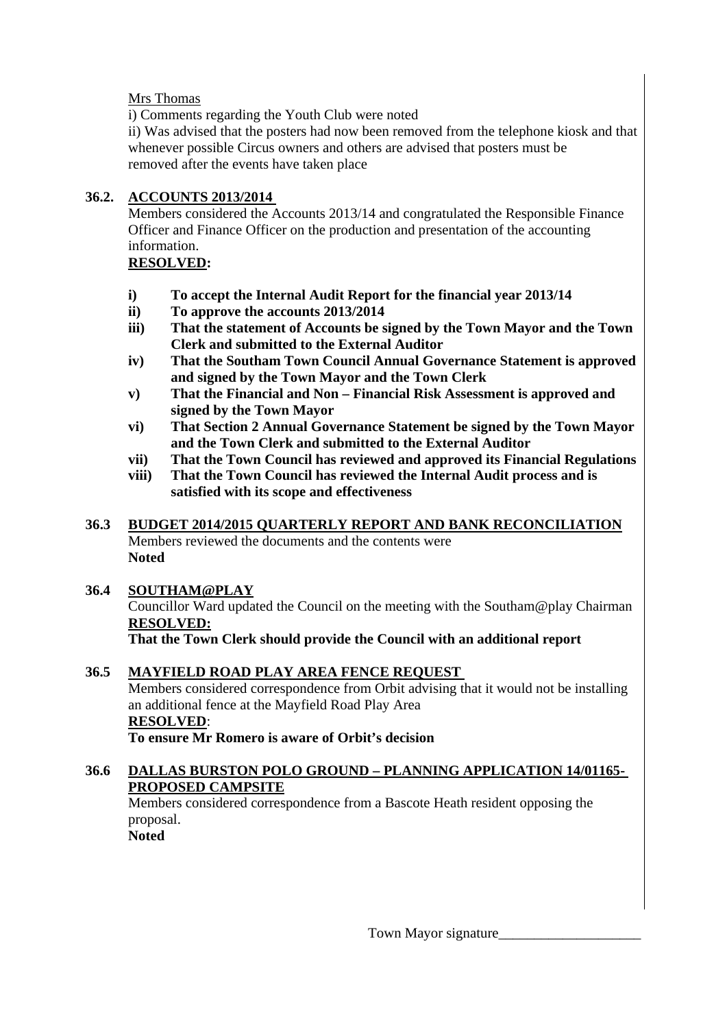Mrs Thomas

i) Comments regarding the Youth Club were noted

ii) Was advised that the posters had now been removed from the telephone kiosk and that whenever possible Circus owners and others are advised that posters must be removed after the events have taken place

**36.2. ACCOUNTS 2013/2014**

Members considered the Accounts 2013/14 and congratulated the Responsible Finance Officer and Finance Officer on the production and presentation of the accounting information.

**RESOLVED:**

- **i) To accept the Internal Audit Report for the financial year 2013/14**
- **ii) To approve the accounts 2013/2014**
- **iii) That the statement of Accounts be signed by the Town Mayor and the Town Clerk and submitted to the External Auditor**
- **iv) That the Southam Town Council Annual Governance Statement is approved and signed by the Town Mayor and the Town Clerk**
- **v) That the Financial and Non – Financial Risk Assessment is approved and signed by the Town Mayor**
- **vi) That Section 2 Annual Governance Statement be signed by the Town Mayor and the Town Clerk and submitted to the External Auditor**
- **vii) That the Town Council has reviewed and approved its Financial Regulations**
- **viii) That the Town Council has reviewed the Internal Audit process and is satisfied with its scope and effectiveness**

**36.3 BUDGET 2014/2015 QUARTERLY REPORT AND BANK RECONCILIATION**

Members reviewed the documents and the contents were

**Noted**

**36.4 SOUTHAM@PLAY**

Councillor Ward updated the Council on the meeting with the Southam@play Chairman

**RESOLVED:**

**That the Town Clerk should provide the Council with an additional report**

**36.5 MAYFIELD ROAD PLAY AREA FENCE REQUEST**

Members considered correspondence from Orbit advising that it would not be installing an additional fence at the Mayfield Road Play Area

**RESOLVED**:

**To ensure Mr Romero is aware of Orbit's decision**

**36.6 DALLAS BURSTON POLO GROUND – PLANNING APPLICATION 14/01165- PROPOSED CAMPSITE**

Members considered correspondence from a Bascote Heath resident opposing the proposal.

**Noted**

Town Mayor signature____________________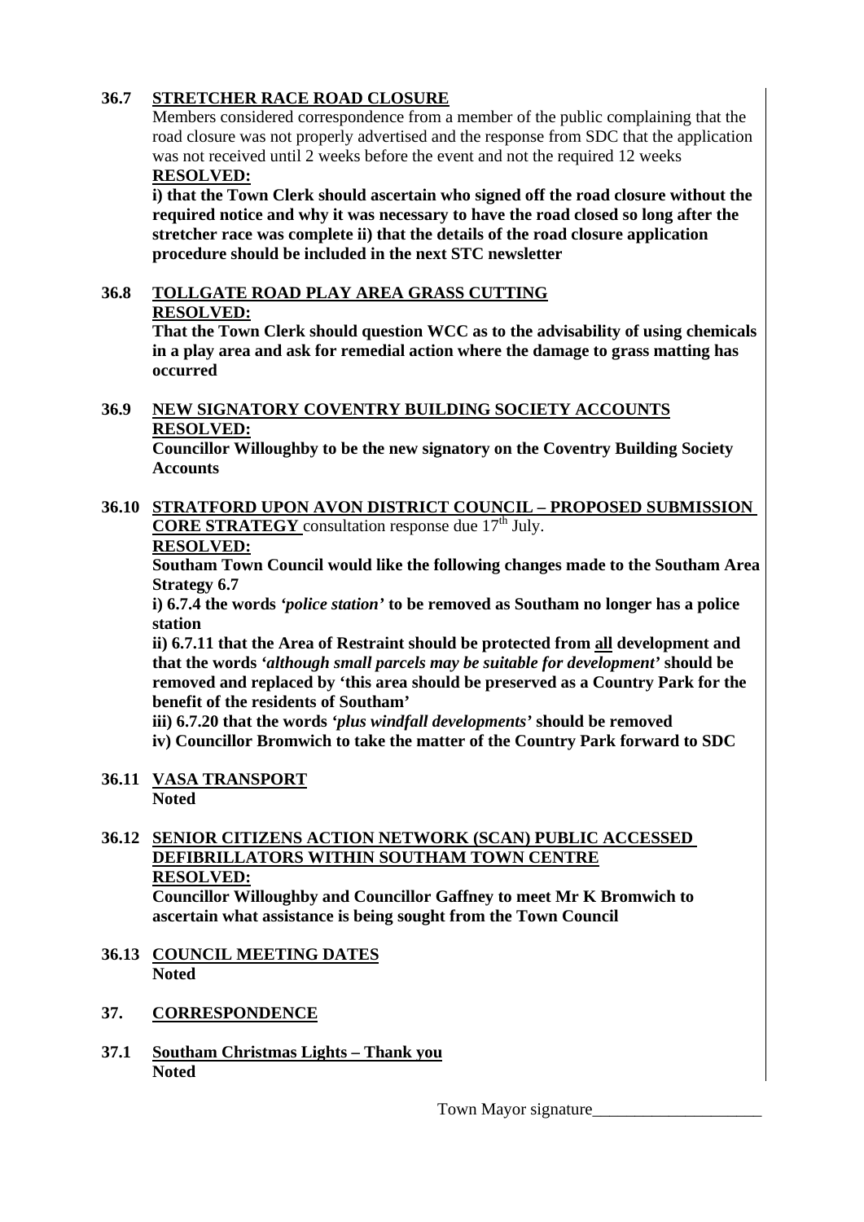**36.7 STRETCHER RACE ROAD CLOSURE**

Members considered correspondence from a member of the public complaining that the road closure was not properly advertised and the response from SDC that the application was not received until 2 weeks before the event and not the required 12 weeks

**RESOLVED:**

**i) that the Town Clerk should ascertain who signed off the road closure without the required notice and why it was necessary to have the road closed so long after the stretcher race was complete ii) that the details of the road closure application procedure should be included in the next STC newsletter**

**36.8 TOLLGATE ROAD PLAY AREA GRASS CUTTING**

**RESOLVED:**

**That the Town Clerk should question WCC as to the advisability of using chemicals in a play area and ask for remedial action where the damage to grass matting has occurred**

**36.9 NEW SIGNATORY COVENTRY BUILDING SOCIETY ACCOUNTS**

**RESOLVED:**

**Councillor Willoughby to be the new signatory on the Coventry Building Society Accounts**

**36.10 STRATFORD UPON AVON DISTRICT COUNCIL – PROPOSED SUBMISSION CORE STRATEGY** consultation response due 17th July.

**RESOLVED:**

**Southam Town Council would like the following changes made to the Southam Area Strategy 6.7**

**i) 6.7.4 the words *'police station'* to be removed as Southam no longer has a police station**

**ii) 6.7.11 that the Area of Restraint should be protected from all development and that the words *'although small parcels may be suitable for development'* should be removed and replaced by 'this area should be preserved as a Country Park for the benefit of the residents of Southam'**

**iii) 6.7.20 that the words *'plus windfall developments'* should be removed**

**iv) Councillor Bromwich to take the matter of the Country Park forward to SDC**

**36.11 VASA TRANSPORT**

**Noted**

**36.12 SENIOR CITIZENS ACTION NETWORK (SCAN) PUBLIC ACCESSED DEFIBRILLATORS WITHIN SOUTHAM TOWN CENTRE**

**RESOLVED:**

**Councillor Willoughby and Councillor Gaffney to meet Mr K Bromwich to ascertain what assistance is being sought from the Town Council**

**36.13 COUNCIL MEETING DATES**

**Noted**

**37. CORRESPONDENCE**

**37.1 Southam Christmas Lights – Thank you**

**Noted**

Town Mayor signature____________________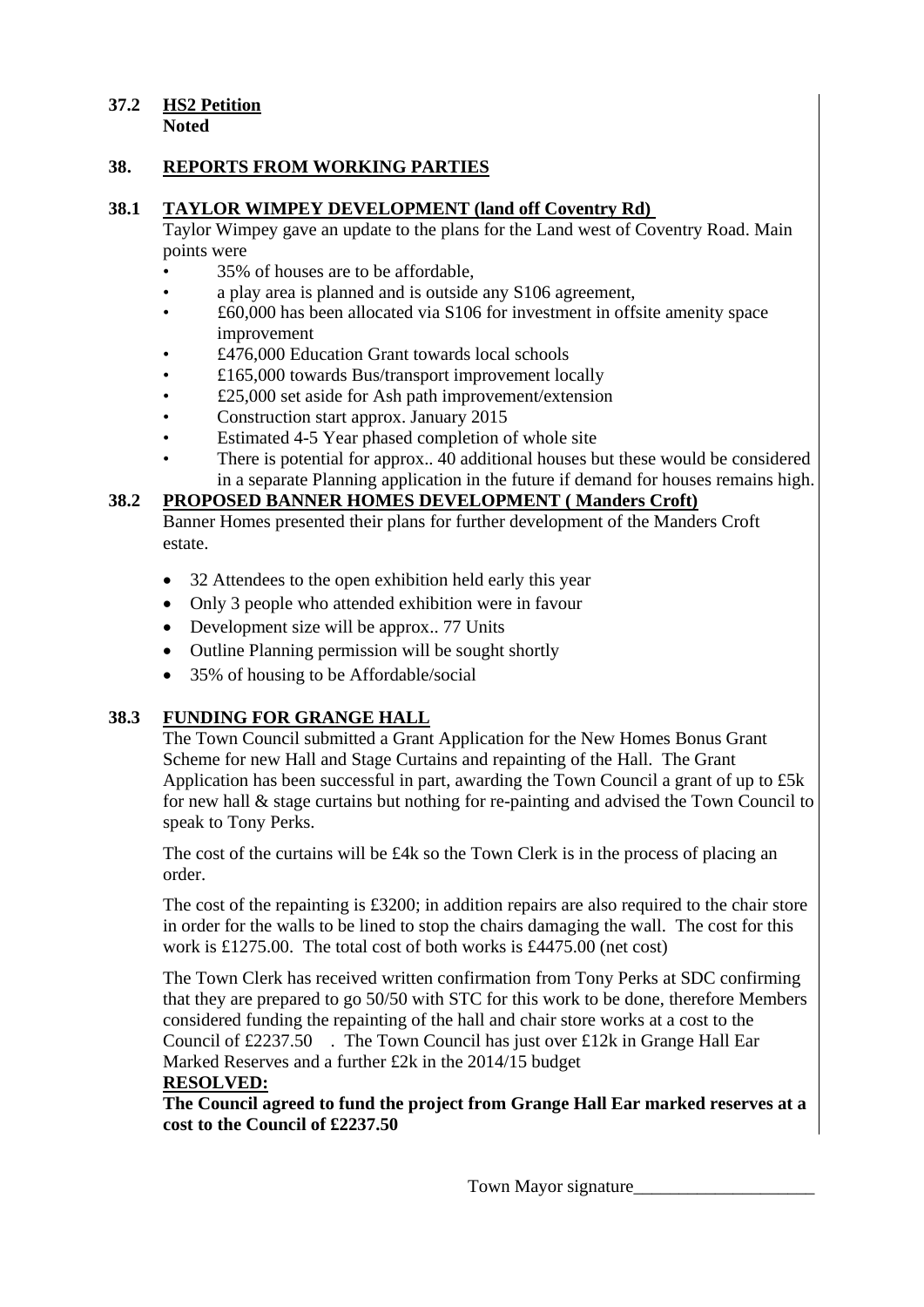**37.2 HS2 Petition**
**Noted**

## 38. REPORTS FROM WORKING PARTIES

### 38.1 TAYLOR WIMPEY DEVELOPMENT (land off Coventry Rd)

Taylor Wimpey gave an update to the plans for the Land west of Coventry Road. Main points were

- 35% of houses are to be affordable,
- a play area is planned and is outside any S106 agreement,
- £60,000 has been allocated via S106 for investment in offsite amenity space improvement
- £476,000 Education Grant towards local schools
- £165,000 towards Bus/transport improvement locally
- £25,000 set aside for Ash path improvement/extension
- Construction start approx. January 2015
- Estimated 4-5 Year phased completion of whole site
- There is potential for approx.. 40 additional houses but these would be considered in a separate Planning application in the future if demand for houses remains high.

### 38.2 PROPOSED BANNER HOMES DEVELOPMENT ( Manders Croft)

Banner Homes presented their plans for further development of the Manders Croft estate.

- 32 Attendees to the open exhibition held early this year
- Only 3 people who attended exhibition were in favour
- Development size will be approx.. 77 Units
- Outline Planning permission will be sought shortly
- 35% of housing to be Affordable/social

### 38.3 FUNDING FOR GRANGE HALL

The Town Council submitted a Grant Application for the New Homes Bonus Grant Scheme for new Hall and Stage Curtains and repainting of the Hall. The Grant Application has been successful in part, awarding the Town Council a grant of up to £5k for new hall & stage curtains but nothing for re-painting and advised the Town Council to speak to Tony Perks.

The cost of the curtains will be £4k so the Town Clerk is in the process of placing an order.

The cost of the repainting is £3200; in addition repairs are also required to the chair store in order for the walls to be lined to stop the chairs damaging the wall. The cost for this work is £1275.00. The total cost of both works is £4475.00 (net cost)

The Town Clerk has received written confirmation from Tony Perks at SDC confirming that they are prepared to go 50/50 with STC for this work to be done, therefore Members considered funding the repainting of the hall and chair store works at a cost to the Council of £2237.50 . The Town Council has just over £12k in Grange Hall Ear Marked Reserves and a further £2k in the 2014/15 budget

**RESOLVED:**

**The Council agreed to fund the project from Grange Hall Ear marked reserves at a cost to the Council of £2237.50**

Town Mayor signature____________________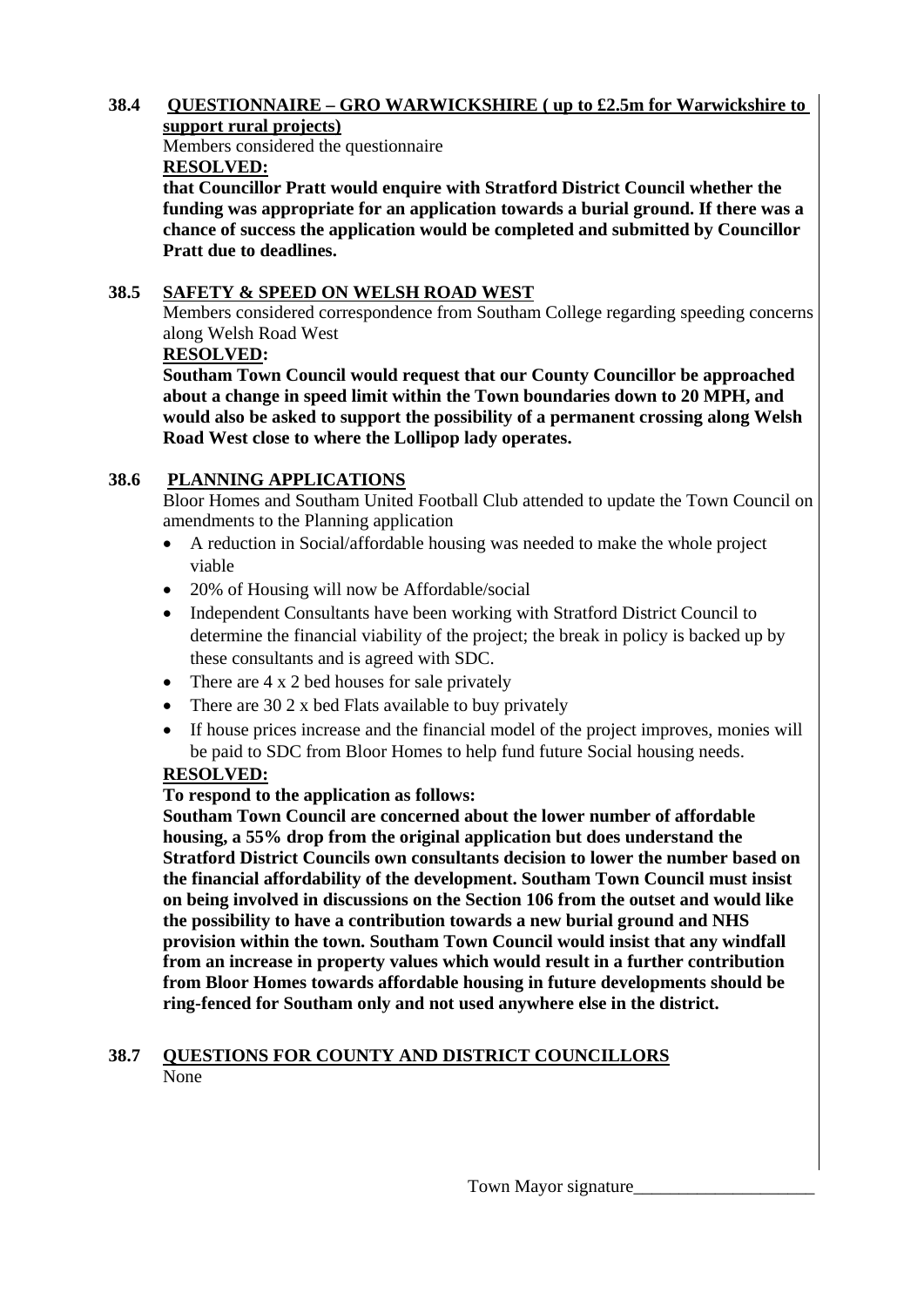## 38.4 QUESTIONNAIRE – GRO WARWICKSHIRE ( up to £2.5m for Warwickshire to support rural projects)

Members considered the questionnaire

**RESOLVED:**

**that Councillor Pratt would enquire with Stratford District Council whether the funding was appropriate for an application towards a burial ground. If there was a chance of success the application would be completed and submitted by Councillor Pratt due to deadlines.**

## 38.5 SAFETY & SPEED ON WELSH ROAD WEST

Members considered correspondence from Southam College regarding speeding concerns along Welsh Road West

**RESOLVED:**

**Southam Town Council would request that our County Councillor be approached about a change in speed limit within the Town boundaries down to 20 MPH, and would also be asked to support the possibility of a permanent crossing along Welsh Road West close to where the Lollipop lady operates.**

## 38.6 PLANNING APPLICATIONS

Bloor Homes and Southam United Football Club attended to update the Town Council on amendments to the Planning application

- A reduction in Social/affordable housing was needed to make the whole project viable
- 20% of Housing will now be Affordable/social
- Independent Consultants have been working with Stratford District Council to determine the financial viability of the project; the break in policy is backed up by these consultants and is agreed with SDC.
- There are 4 x 2 bed houses for sale privately
- There are 30 2 x bed Flats available to buy privately
- If house prices increase and the financial model of the project improves, monies will be paid to SDC from Bloor Homes to help fund future Social housing needs.

**RESOLVED:**

**To respond to the application as follows:**

**Southam Town Council are concerned about the lower number of affordable housing, a 55% drop from the original application but does understand the Stratford District Councils own consultants decision to lower the number based on the financial affordability of the development. Southam Town Council must insist on being involved in discussions on the Section 106 from the outset and would like the possibility to have a contribution towards a new burial ground and NHS provision within the town. Southam Town Council would insist that any windfall from an increase in property values which would result in a further contribution from Bloor Homes towards affordable housing in future developments should be ring-fenced for Southam only and not used anywhere else in the district.**

## 38.7 QUESTIONS FOR COUNTY AND DISTRICT COUNCILLORS

None

Town Mayor signature____________________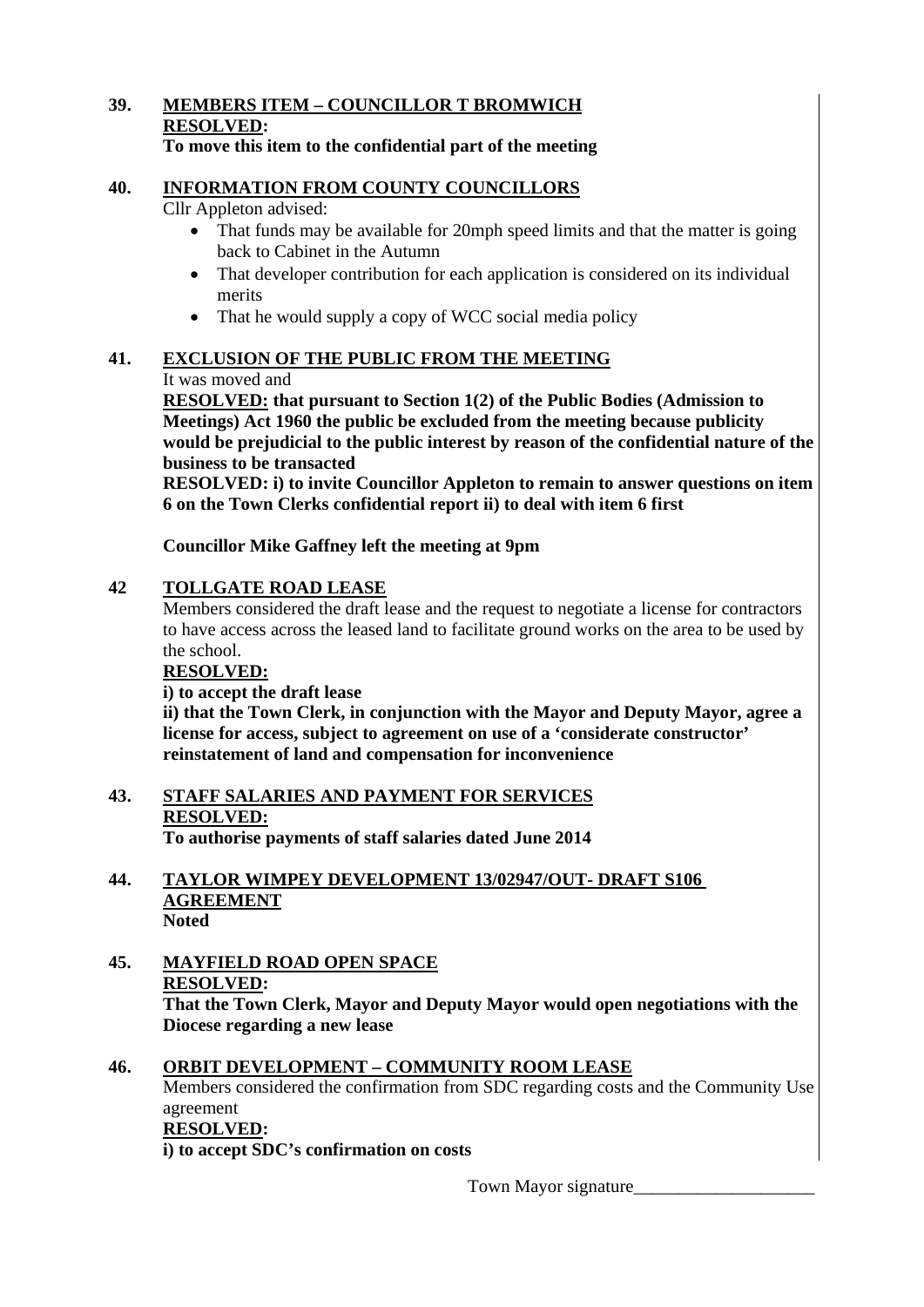## 39. MEMBERS ITEM – COUNCILLOR T BROMWICH

**RESOLVED:**

**To move this item to the confidential part of the meeting**

## 40. INFORMATION FROM COUNTY COUNCILLORS

Cllr Appleton advised:

- That funds may be available for 20mph speed limits and that the matter is going back to Cabinet in the Autumn
- That developer contribution for each application is considered on its individual merits
- That he would supply a copy of WCC social media policy

## 41. EXCLUSION OF THE PUBLIC FROM THE MEETING

It was moved and

**RESOLVED: that pursuant to Section 1(2) of the Public Bodies (Admission to Meetings) Act 1960 the public be excluded from the meeting because publicity would be prejudicial to the public interest by reason of the confidential nature of the business to be transacted**

**RESOLVED: i) to invite Councillor Appleton to remain to answer questions on item 6 on the Town Clerks confidential report ii) to deal with item 6 first**

**Councillor Mike Gaffney left the meeting at 9pm**

## 42 TOLLGATE ROAD LEASE

Members considered the draft lease and the request to negotiate a license for contractors to have access across the leased land to facilitate ground works on the area to be used by the school.

**RESOLVED:**

**i) to accept the draft lease**

**ii) that the Town Clerk, in conjunction with the Mayor and Deputy Mayor, agree a license for access, subject to agreement on use of a 'considerate constructor' reinstatement of land and compensation for inconvenience**

## 43. STAFF SALARIES AND PAYMENT FOR SERVICES

**RESOLVED:**

**To authorise payments of staff salaries dated June 2014**

## 44. TAYLOR WIMPEY DEVELOPMENT 13/02947/OUT- DRAFT S106 AGREEMENT

**Noted**

## 45. MAYFIELD ROAD OPEN SPACE

**RESOLVED:**

**That the Town Clerk, Mayor and Deputy Mayor would open negotiations with the Diocese regarding a new lease**

## 46. ORBIT DEVELOPMENT – COMMUNITY ROOM LEASE

Members considered the confirmation from SDC regarding costs and the Community Use agreement

**RESOLVED:**

**i) to accept SDC's confirmation on costs**

Town Mayor signature____________________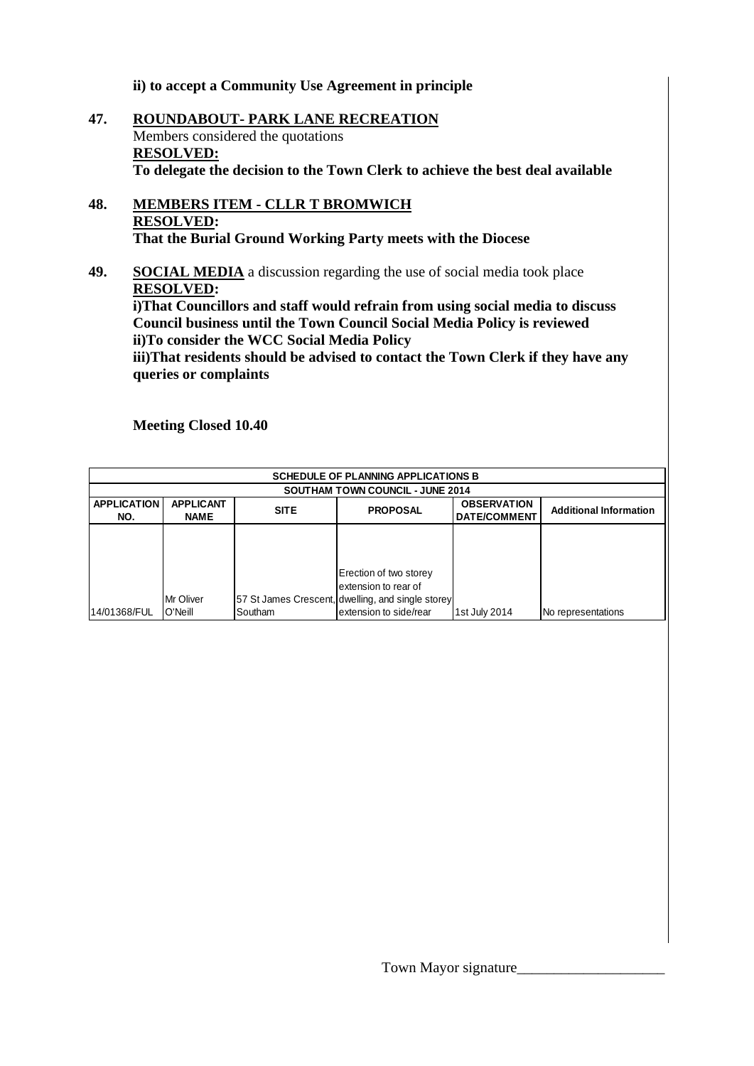**ii) to accept a Community Use Agreement in principle**

**47. ROUNDABOUT- PARK LANE RECREATION**

Members considered the quotations

**RESOLVED:**

**To delegate the decision to the Town Clerk to achieve the best deal available**

**48. MEMBERS ITEM - CLLR T BROMWICH**

**RESOLVED:**

**That the Burial Ground Working Party meets with the Diocese**

**49. SOCIAL MEDIA** a discussion regarding the use of social media took place

**RESOLVED:**

**i)That Councillors and staff would refrain from using social media to discuss Council business until the Town Council Social Media Policy is reviewed**

**ii)To consider the WCC Social Media Policy**

**iii)That residents should be advised to contact the Town Clerk if they have any queries or complaints**

**Meeting Closed 10.40**

| SCHEDULE OF PLANNING APPLICATIONS B | | | | | |
|---|---|---|---|---|---|
| SOUTHAM TOWN COUNCIL - JUNE 2014 | | | | | |
| APPLICATION NO. | APPLICANT NAME | SITE | PROPOSAL | OBSERVATION DATE/COMMENT | Additional Information |
| 14/01368/FUL | Mr Oliver O'Neill | 57 St James Crescent, Southam | Erection of two storey extension to rear of dwelling, and single storey extension to side/rear | 1st July 2014 | No representations |

Town Mayor signature____________________